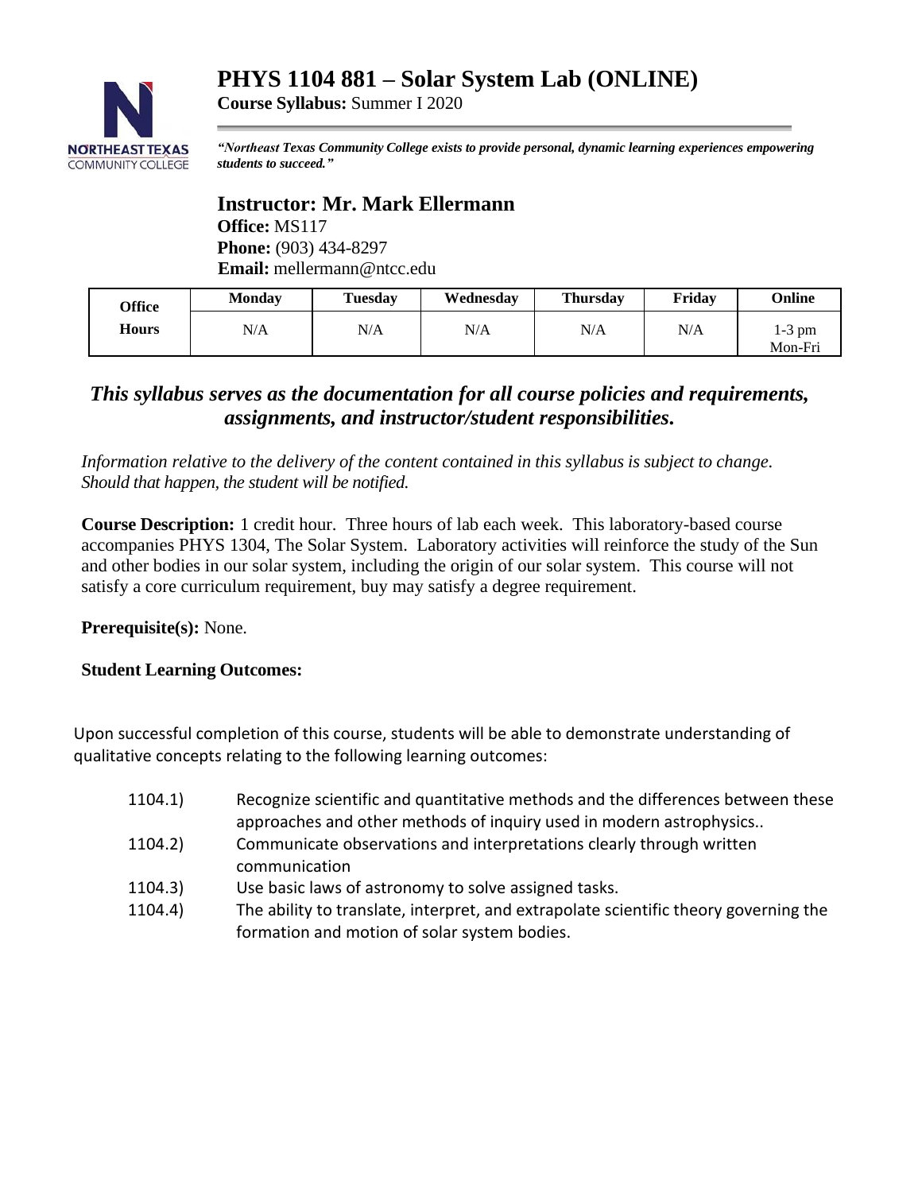# PHYS 1104 881 – Solar System Lab (ONLINE)

**Course Syllabus:** Summer I 2020

***"Northeast Texas Community College exists to provide personal, dynamic learning experiences empowering students to succeed."***

## Instructor: Mr. Mark Ellermann

**Office:** MS117
**Phone:** (903) 434-8297
**Email:** mellermann@ntcc.edu

| Office Hours | Monday | Tuesday | Wednesday | Thursday | Friday | Online |
|---|---|---|---|---|---|---|
| | N/A | N/A | N/A | N/A | N/A | 1-3 pm Mon-Fri |

### *This syllabus serves as the documentation for all course policies and requirements, assignments, and instructor/student responsibilities.*

*Information relative to the delivery of the content contained in this syllabus is subject to change. Should that happen, the student will be notified.*

**Course Description:** 1 credit hour. Three hours of lab each week. This laboratory-based course accompanies PHYS 1304, The Solar System. Laboratory activities will reinforce the study of the Sun and other bodies in our solar system, including the origin of our solar system. This course will not satisfy a core curriculum requirement, buy may satisfy a degree requirement.

**Prerequisite(s):** None.

**Student Learning Outcomes:**

Upon successful completion of this course, students will be able to demonstrate understanding of qualitative concepts relating to the following learning outcomes:

- 1104.1) Recognize scientific and quantitative methods and the differences between these approaches and other methods of inquiry used in modern astrophysics..
- 1104.2) Communicate observations and interpretations clearly through written communication
- 1104.3) Use basic laws of astronomy to solve assigned tasks.
- 1104.4) The ability to translate, interpret, and extrapolate scientific theory governing the formation and motion of solar system bodies.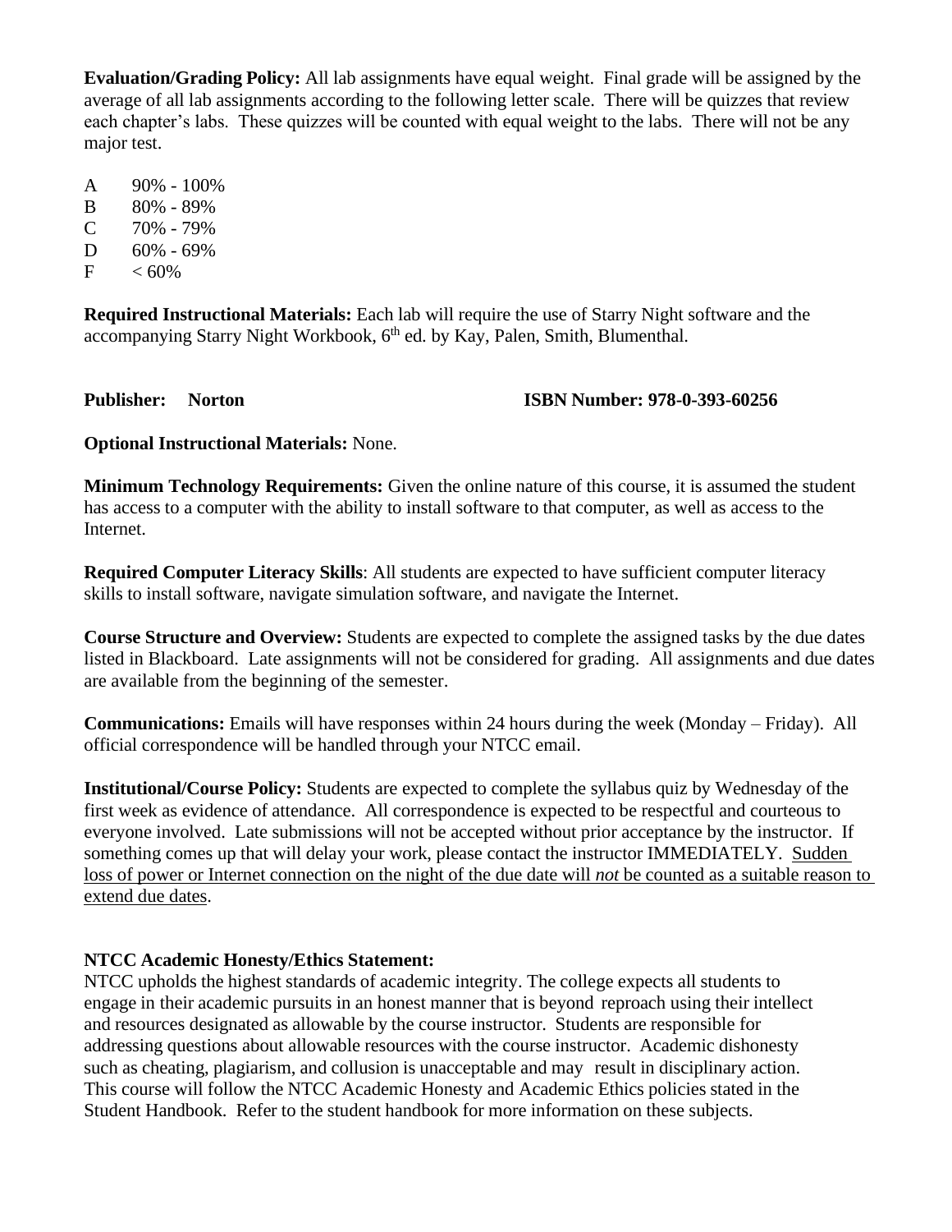**Evaluation/Grading Policy:** All lab assignments have equal weight. Final grade will be assigned by the average of all lab assignments according to the following letter scale. There will be quizzes that review each chapter's labs. These quizzes will be counted with equal weight to the labs. There will not be any major test.

A 90% - 100%
B 80% - 89%
C 70% - 79%
D 60% - 69%
F < 60%

**Required Instructional Materials:** Each lab will require the use of Starry Night software and the accompanying Starry Night Workbook, 6th ed. by Kay, Palen, Smith, Blumenthal.

**Publisher: Norton** **ISBN Number: 978-0-393-60256**

**Optional Instructional Materials:** None.

**Minimum Technology Requirements:** Given the online nature of this course, it is assumed the student has access to a computer with the ability to install software to that computer, as well as access to the Internet.

**Required Computer Literacy Skills**: All students are expected to have sufficient computer literacy skills to install software, navigate simulation software, and navigate the Internet.

**Course Structure and Overview:** Students are expected to complete the assigned tasks by the due dates listed in Blackboard. Late assignments will not be considered for grading. All assignments and due dates are available from the beginning of the semester.

**Communications:** Emails will have responses within 24 hours during the week (Monday – Friday). All official correspondence will be handled through your NTCC email.

**Institutional/Course Policy:** Students are expected to complete the syllabus quiz by Wednesday of the first week as evidence of attendance. All correspondence is expected to be respectful and courteous to everyone involved. Late submissions will not be accepted without prior acceptance by the instructor. If something comes up that will delay your work, please contact the instructor IMMEDIATELY. Sudden loss of power or Internet connection on the night of the due date will *not* be counted as a suitable reason to extend due dates.

**NTCC Academic Honesty/Ethics Statement:**
NTCC upholds the highest standards of academic integrity. The college expects all students to engage in their academic pursuits in an honest manner that is beyond reproach using their intellect and resources designated as allowable by the course instructor. Students are responsible for addressing questions about allowable resources with the course instructor. Academic dishonesty such as cheating, plagiarism, and collusion is unacceptable and may result in disciplinary action. This course will follow the NTCC Academic Honesty and Academic Ethics policies stated in the Student Handbook. Refer to the student handbook for more information on these subjects.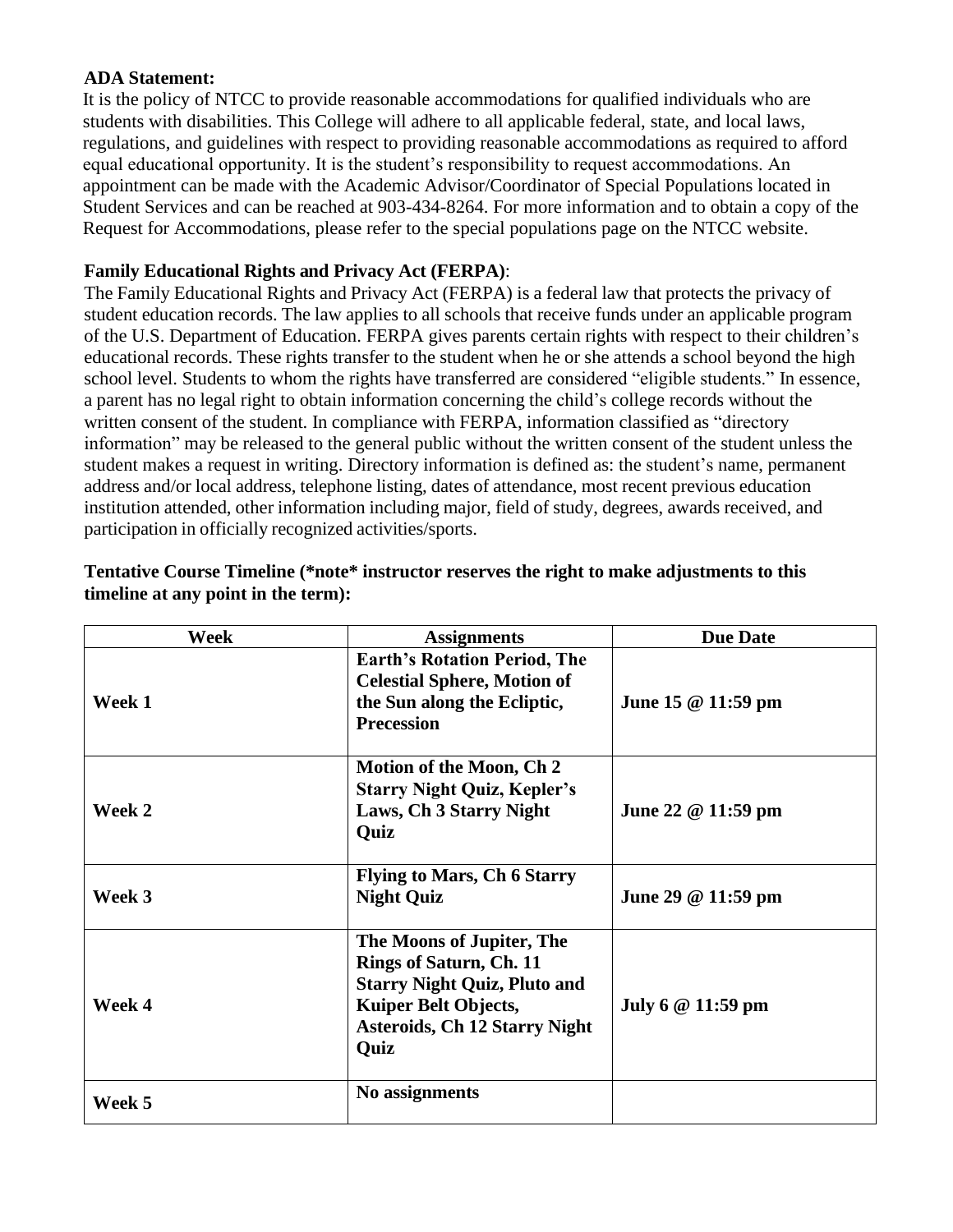**ADA Statement:**

It is the policy of NTCC to provide reasonable accommodations for qualified individuals who are students with disabilities. This College will adhere to all applicable federal, state, and local laws, regulations, and guidelines with respect to providing reasonable accommodations as required to afford equal educational opportunity. It is the student's responsibility to request accommodations. An appointment can be made with the Academic Advisor/Coordinator of Special Populations located in Student Services and can be reached at 903-434-8264. For more information and to obtain a copy of the Request for Accommodations, please refer to the special populations page on the NTCC website.

**Family Educational Rights and Privacy Act (FERPA)**:

The Family Educational Rights and Privacy Act (FERPA) is a federal law that protects the privacy of student education records. The law applies to all schools that receive funds under an applicable program of the U.S. Department of Education. FERPA gives parents certain rights with respect to their children's educational records. These rights transfer to the student when he or she attends a school beyond the high school level. Students to whom the rights have transferred are considered "eligible students." In essence, a parent has no legal right to obtain information concerning the child's college records without the written consent of the student. In compliance with FERPA, information classified as "directory information" may be released to the general public without the written consent of the student unless the student makes a request in writing. Directory information is defined as: the student's name, permanent address and/or local address, telephone listing, dates of attendance, most recent previous education institution attended, other information including major, field of study, degrees, awards received, and participation in officially recognized activities/sports.

**Tentative Course Timeline (*note* instructor reserves the right to make adjustments to this timeline at any point in the term):**

| Week | Assignments | Due Date |
|---|---|---|
| **Week 1** | **Earth's Rotation Period, The Celestial Sphere, Motion of the Sun along the Ecliptic, Precession** | **June 15 @ 11:59 pm** |
| **Week 2** | **Motion of the Moon, Ch 2 Starry Night Quiz, Kepler's Laws, Ch 3 Starry Night Quiz** | **June 22 @ 11:59 pm** |
| **Week 3** | **Flying to Mars, Ch 6 Starry Night Quiz** | **June 29 @ 11:59 pm** |
| **Week 4** | **The Moons of Jupiter, The Rings of Saturn, Ch. 11 Starry Night Quiz, Pluto and Kuiper Belt Objects, Asteroids, Ch 12 Starry Night Quiz** | **July 6 @ 11:59 pm** |
| **Week 5** | **No assignments** | |